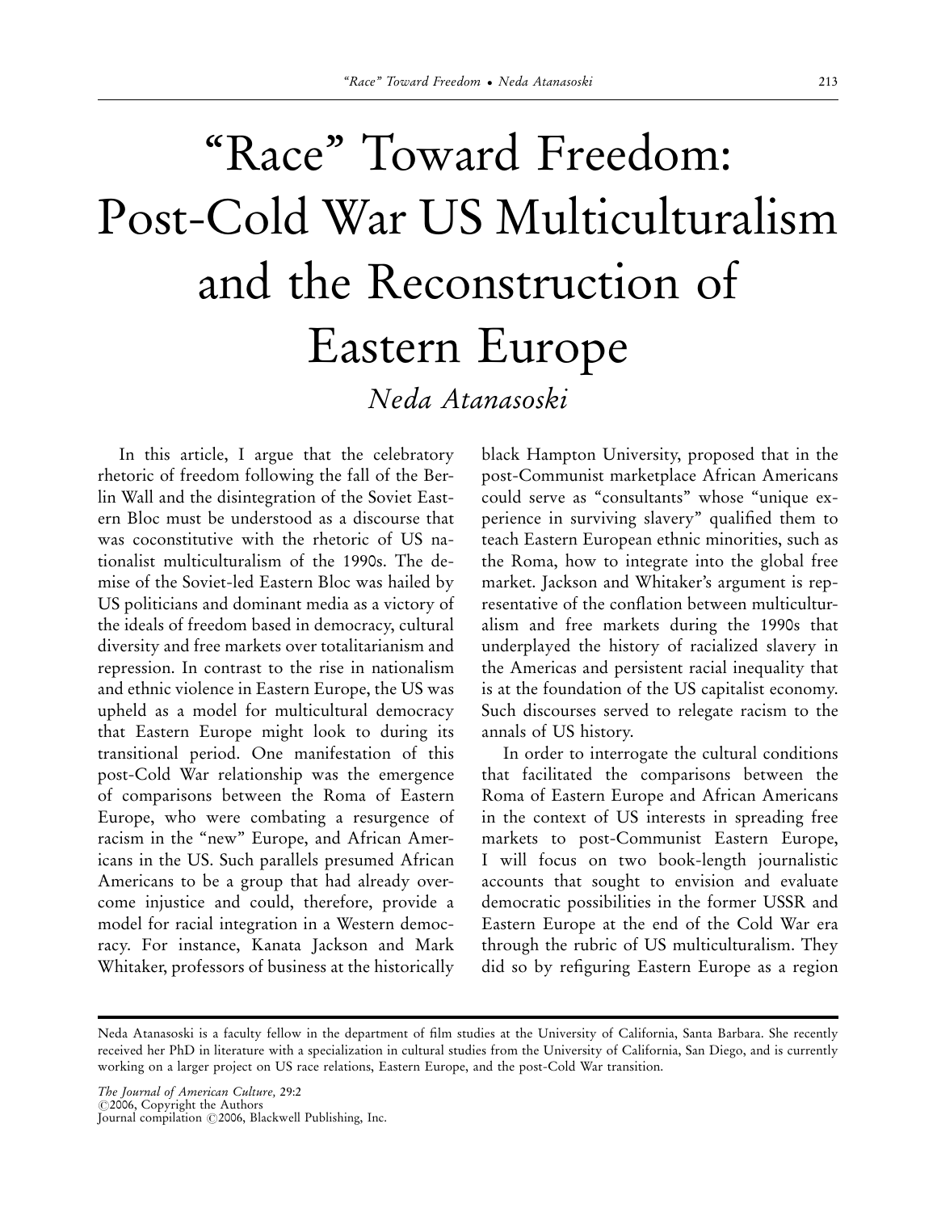# "Race" Toward Freedom: Post-Cold War US Multiculturalism and the Reconstruction of Eastern Europe

*Neda Atanasoski*

In this article, I argue that the celebratory rhetoric of freedom following the fall of the Berlin Wall and the disintegration of the Soviet Eastern Bloc must be understood as a discourse that was coconstitutive with the rhetoric of US nationalist multiculturalism of the 1990s. The demise of the Soviet-led Eastern Bloc was hailed by US politicians and dominant media as a victory of the ideals of freedom based in democracy, cultural diversity and free markets over totalitarianism and repression. In contrast to the rise in nationalism and ethnic violence in Eastern Europe, the US was upheld as a model for multicultural democracy that Eastern Europe might look to during its transitional period. One manifestation of this post-Cold War relationship was the emergence of comparisons between the Roma of Eastern Europe, who were combating a resurgence of racism in the "new" Europe, and African Americans in the US. Such parallels presumed African Americans to be a group that had already overcome injustice and could, therefore, provide a model for racial integration in a Western democracy. For instance, Kanata Jackson and Mark Whitaker, professors of business at the historically black Hampton University, proposed that in the post-Communist marketplace African Americans could serve as "consultants" whose "unique experience in surviving slavery" qualified them to teach Eastern European ethnic minorities, such as the Roma, how to integrate into the global free market. Jackson and Whitaker's argument is representative of the conflation between multiculturalism and free markets during the 1990s that underplayed the history of racialized slavery in the Americas and persistent racial inequality that is at the foundation of the US capitalist economy. Such discourses served to relegate racism to the annals of US history.

In order to interrogate the cultural conditions that facilitated the comparisons between the Roma of Eastern Europe and African Americans in the context of US interests in spreading free markets to post-Communist Eastern Europe, I will focus on two book-length journalistic accounts that sought to envision and evaluate democratic possibilities in the former USSR and Eastern Europe at the end of the Cold War era through the rubric of US multiculturalism. They did so by refiguring Eastern Europe as a region

---

Neda Atanasoski is a faculty fellow in the department of film studies at the University of California, Santa Barbara. She recently received her PhD in literature with a specialization in cultural studies from the University of California, San Diego, and is currently working on a larger project on US race relations, Eastern Europe, and the post-Cold War transition.

*The Journal of American Culture,* 29:2
©2006, Copyright the Authors
Journal compilation ©2006, Blackwell Publishing, Inc.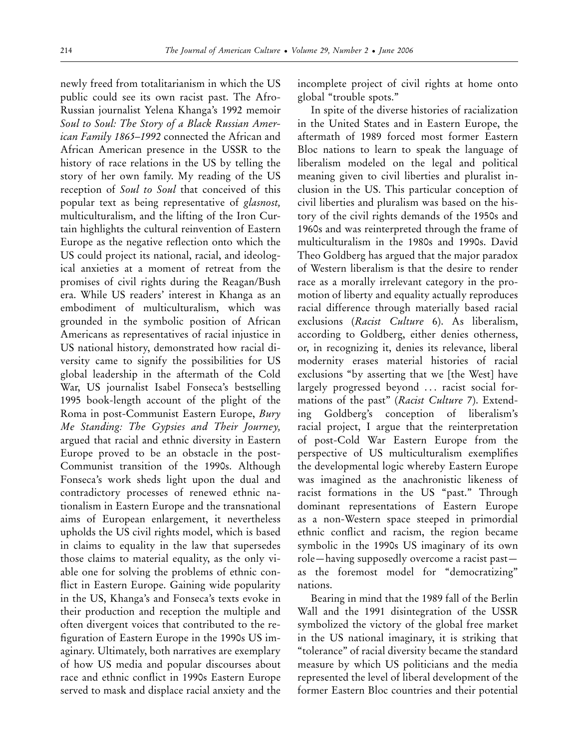newly freed from totalitarianism in which the US public could see its own racist past. The Afro-Russian journalist Yelena Khanga's 1992 memoir *Soul to Soul: The Story of a Black Russian American Family 1865–1992* connected the African and African American presence in the USSR to the history of race relations in the US by telling the story of her own family. My reading of the US reception of *Soul to Soul* that conceived of this popular text as being representative of *glasnost,* multiculturalism, and the lifting of the Iron Curtain highlights the cultural reinvention of Eastern Europe as the negative reflection onto which the US could project its national, racial, and ideological anxieties at a moment of retreat from the promises of civil rights during the Reagan/Bush era. While US readers' interest in Khanga as an embodiment of multiculturalism, which was grounded in the symbolic position of African Americans as representatives of racial injustice in US national history, demonstrated how racial diversity came to signify the possibilities for US global leadership in the aftermath of the Cold War, US journalist Isabel Fonseca's bestselling 1995 book-length account of the plight of the Roma in post-Communist Eastern Europe, *Bury Me Standing: The Gypsies and Their Journey,* argued that racial and ethnic diversity in Eastern Europe proved to be an obstacle in the post-Communist transition of the 1990s. Although Fonseca's work sheds light upon the dual and contradictory processes of renewed ethnic nationalism in Eastern Europe and the transnational aims of European enlargement, it nevertheless upholds the US civil rights model, which is based in claims to equality in the law that supersedes those claims to material equality, as the only viable one for solving the problems of ethnic conflict in Eastern Europe. Gaining wide popularity in the US, Khanga's and Fonseca's texts evoke in their production and reception the multiple and often divergent voices that contributed to the refiguration of Eastern Europe in the 1990s US imaginary. Ultimately, both narratives are exemplary of how US media and popular discourses about race and ethnic conflict in 1990s Eastern Europe served to mask and displace racial anxiety and the incomplete project of civil rights at home onto global "trouble spots."

In spite of the diverse histories of racialization in the United States and in Eastern Europe, the aftermath of 1989 forced most former Eastern Bloc nations to learn to speak the language of liberalism modeled on the legal and political meaning given to civil liberties and pluralist inclusion in the US. This particular conception of civil liberties and pluralism was based on the history of the civil rights demands of the 1950s and 1960s and was reinterpreted through the frame of multiculturalism in the 1980s and 1990s. David Theo Goldberg has argued that the major paradox of Western liberalism is that the desire to render race as a morally irrelevant category in the promotion of liberty and equality actually reproduces racial difference through materially based racial exclusions (*Racist Culture* 6). As liberalism, according to Goldberg, either denies otherness, or, in recognizing it, denies its relevance, liberal modernity erases material histories of racial exclusions "by asserting that we [the West] have largely progressed beyond ... racist social formations of the past" (*Racist Culture* 7). Extending Goldberg's conception of liberalism's racial project, I argue that the reinterpretation of post-Cold War Eastern Europe from the perspective of US multiculturalism exemplifies the developmental logic whereby Eastern Europe was imagined as the anachronistic likeness of racist formations in the US "past." Through dominant representations of Eastern Europe as a non-Western space steeped in primordial ethnic conflict and racism, the region became symbolic in the 1990s US imaginary of its own role—having supposedly overcome a racist past—as the foremost model for "democratizing" nations.

Bearing in mind that the 1989 fall of the Berlin Wall and the 1991 disintegration of the USSR symbolized the victory of the global free market in the US national imaginary, it is striking that "tolerance" of racial diversity became the standard measure by which US politicians and the media represented the level of liberal development of the former Eastern Bloc countries and their potential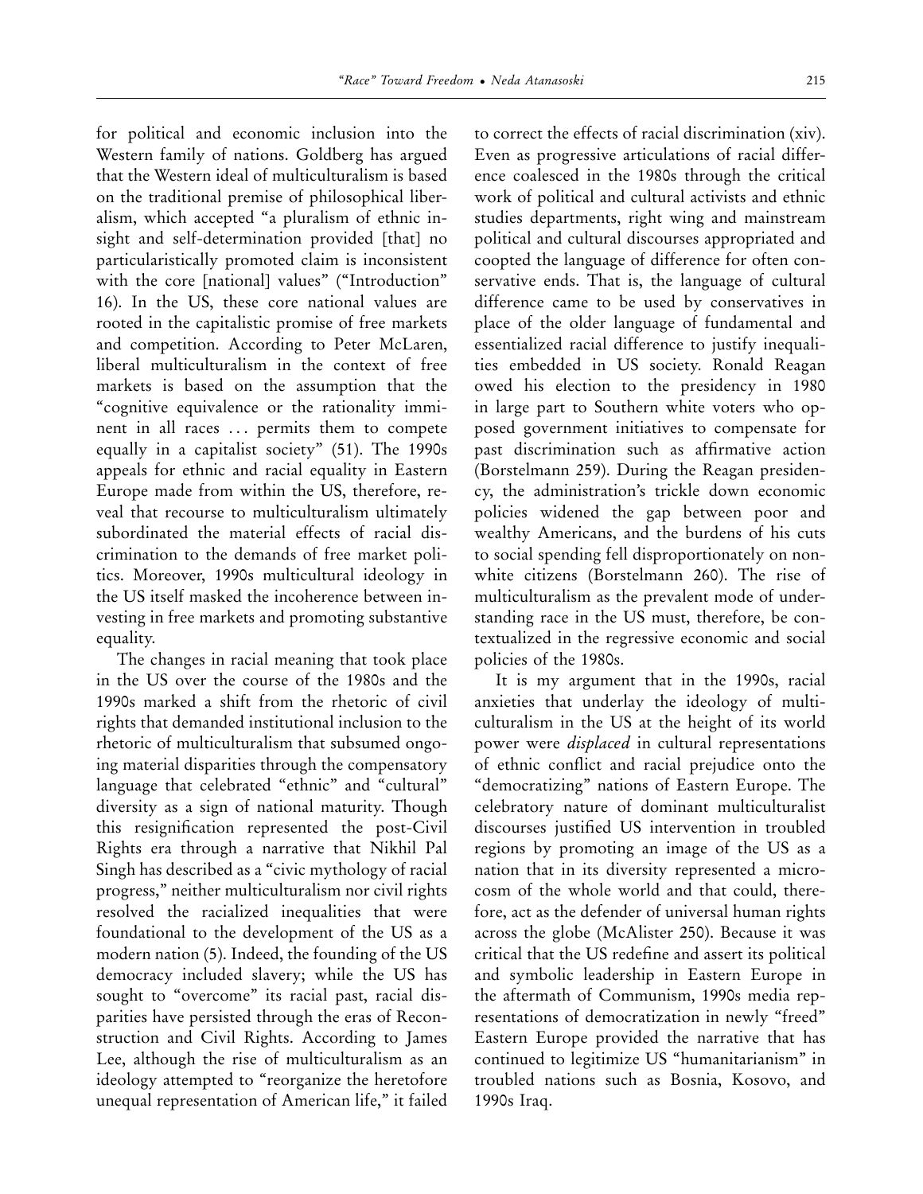for political and economic inclusion into the Western family of nations. Goldberg has argued that the Western ideal of multiculturalism is based on the traditional premise of philosophical liberalism, which accepted "a pluralism of ethnic insight and self-determination provided [that] no particularistically promoted claim is inconsistent with the core [national] values" ("Introduction" 16). In the US, these core national values are rooted in the capitalistic promise of free markets and competition. According to Peter McLaren, liberal multiculturalism in the context of free markets is based on the assumption that the "cognitive equivalence or the rationality imminent in all races . . . permits them to compete equally in a capitalist society" (51). The 1990s appeals for ethnic and racial equality in Eastern Europe made from within the US, therefore, reveal that recourse to multiculturalism ultimately subordinated the material effects of racial discrimination to the demands of free market politics. Moreover, 1990s multicultural ideology in the US itself masked the incoherence between investing in free markets and promoting substantive equality.

The changes in racial meaning that took place in the US over the course of the 1980s and the 1990s marked a shift from the rhetoric of civil rights that demanded institutional inclusion to the rhetoric of multiculturalism that subsumed ongoing material disparities through the compensatory language that celebrated "ethnic" and "cultural" diversity as a sign of national maturity. Though this resignification represented the post-Civil Rights era through a narrative that Nikhil Pal Singh has described as a "civic mythology of racial progress," neither multiculturalism nor civil rights resolved the racialized inequalities that were foundational to the development of the US as a modern nation (5). Indeed, the founding of the US democracy included slavery; while the US has sought to "overcome" its racial past, racial disparities have persisted through the eras of Reconstruction and Civil Rights. According to James Lee, although the rise of multiculturalism as an ideology attempted to "reorganize the heretofore unequal representation of American life," it failed to correct the effects of racial discrimination (xiv). Even as progressive articulations of racial difference coalesced in the 1980s through the critical work of political and cultural activists and ethnic studies departments, right wing and mainstream political and cultural discourses appropriated and coopted the language of difference for often conservative ends. That is, the language of cultural difference came to be used by conservatives in place of the older language of fundamental and essentialized racial difference to justify inequalities embedded in US society. Ronald Reagan owed his election to the presidency in 1980 in large part to Southern white voters who opposed government initiatives to compensate for past discrimination such as affirmative action (Borstelmann 259). During the Reagan presidency, the administration's trickle down economic policies widened the gap between poor and wealthy Americans, and the burdens of his cuts to social spending fell disproportionately on nonwhite citizens (Borstelmann 260). The rise of multiculturalism as the prevalent mode of understanding race in the US must, therefore, be contextualized in the regressive economic and social policies of the 1980s.

It is my argument that in the 1990s, racial anxieties that underlay the ideology of multiculturalism in the US at the height of its world power were *displaced* in cultural representations of ethnic conflict and racial prejudice onto the "democratizing" nations of Eastern Europe. The celebratory nature of dominant multiculturalist discourses justified US intervention in troubled regions by promoting an image of the US as a nation that in its diversity represented a microcosm of the whole world and that could, therefore, act as the defender of universal human rights across the globe (McAlister 250). Because it was critical that the US redefine and assert its political and symbolic leadership in Eastern Europe in the aftermath of Communism, 1990s media representations of democratization in newly "freed" Eastern Europe provided the narrative that has continued to legitimize US "humanitarianism" in troubled nations such as Bosnia, Kosovo, and 1990s Iraq.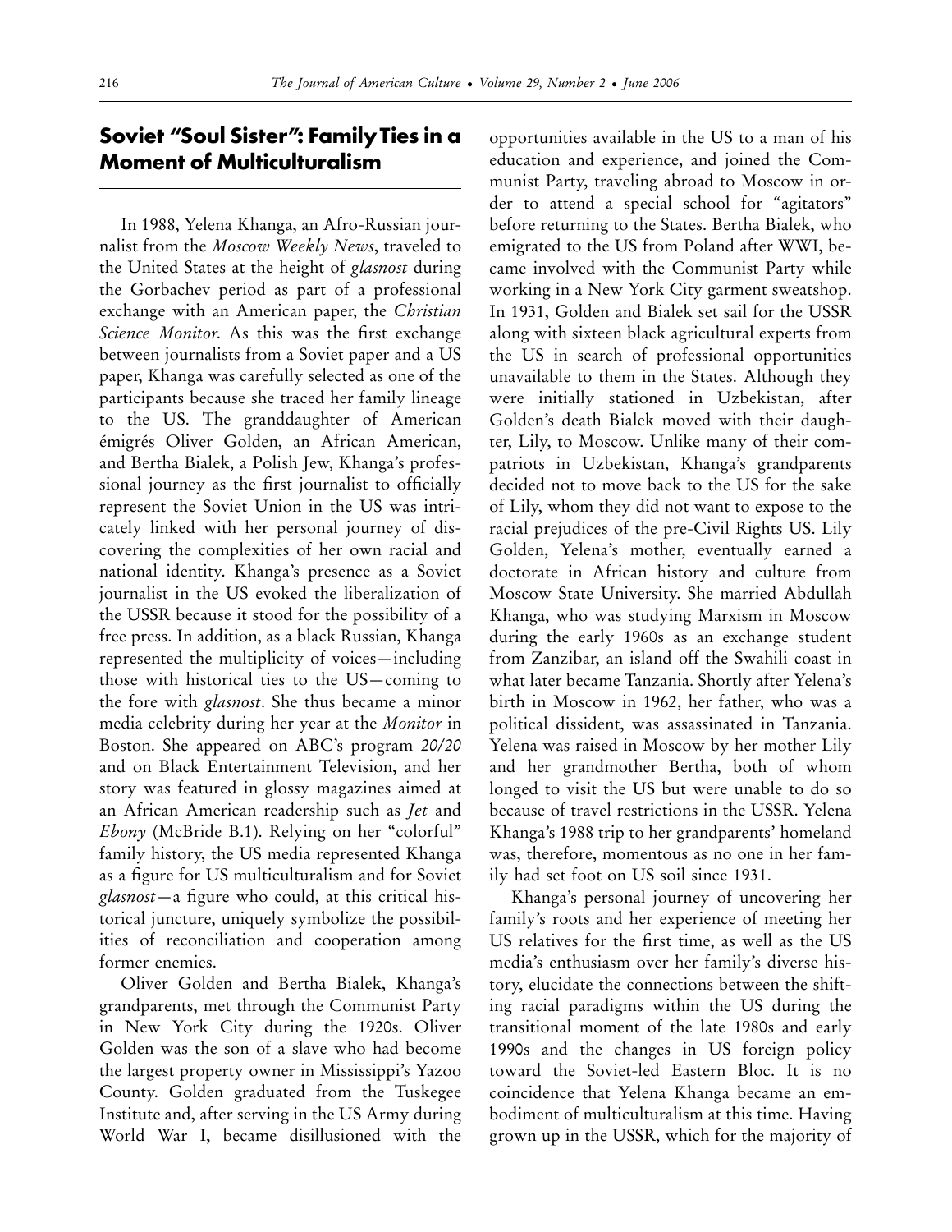## Soviet "Soul Sister": Family Ties in a Moment of Multiculturalism

In 1988, Yelena Khanga, an Afro-Russian journalist from the *Moscow Weekly News*, traveled to the United States at the height of *glasnost* during the Gorbachev period as part of a professional exchange with an American paper, the *Christian Science Monitor*. As this was the first exchange between journalists from a Soviet paper and a US paper, Khanga was carefully selected as one of the participants because she traced her family lineage to the US. The granddaughter of American émigrés Oliver Golden, an African American, and Bertha Bialek, a Polish Jew, Khanga's professional journey as the first journalist to officially represent the Soviet Union in the US was intricately linked with her personal journey of discovering the complexities of her own racial and national identity. Khanga's presence as a Soviet journalist in the US evoked the liberalization of the USSR because it stood for the possibility of a free press. In addition, as a black Russian, Khanga represented the multiplicity of voices—including those with historical ties to the US—coming to the fore with *glasnost*. She thus became a minor media celebrity during her year at the *Monitor* in Boston. She appeared on ABC's program *20/20* and on Black Entertainment Television, and her story was featured in glossy magazines aimed at an African American readership such as *Jet* and *Ebony* (McBride B.1). Relying on her "colorful" family history, the US media represented Khanga as a figure for US multiculturalism and for Soviet *glasnost*—a figure who could, at this critical historical juncture, uniquely symbolize the possibilities of reconciliation and cooperation among former enemies.

Oliver Golden and Bertha Bialek, Khanga's grandparents, met through the Communist Party in New York City during the 1920s. Oliver Golden was the son of a slave who had become the largest property owner in Mississippi's Yazoo County. Golden graduated from the Tuskegee Institute and, after serving in the US Army during World War I, became disillusioned with the opportunities available in the US to a man of his education and experience, and joined the Communist Party, traveling abroad to Moscow in order to attend a special school for "agitators" before returning to the States. Bertha Bialek, who emigrated to the US from Poland after WWI, became involved with the Communist Party while working in a New York City garment sweatshop. In 1931, Golden and Bialek set sail for the USSR along with sixteen black agricultural experts from the US in search of professional opportunities unavailable to them in the States. Although they were initially stationed in Uzbekistan, after Golden's death Bialek moved with their daughter, Lily, to Moscow. Unlike many of their compatriots in Uzbekistan, Khanga's grandparents decided not to move back to the US for the sake of Lily, whom they did not want to expose to the racial prejudices of the pre-Civil Rights US. Lily Golden, Yelena's mother, eventually earned a doctorate in African history and culture from Moscow State University. She married Abdullah Khanga, who was studying Marxism in Moscow during the early 1960s as an exchange student from Zanzibar, an island off the Swahili coast in what later became Tanzania. Shortly after Yelena's birth in Moscow in 1962, her father, who was a political dissident, was assassinated in Tanzania. Yelena was raised in Moscow by her mother Lily and her grandmother Bertha, both of whom longed to visit the US but were unable to do so because of travel restrictions in the USSR. Yelena Khanga's 1988 trip to her grandparents' homeland was, therefore, momentous as no one in her family had set foot on US soil since 1931.

Khanga's personal journey of uncovering her family's roots and her experience of meeting her US relatives for the first time, as well as the US media's enthusiasm over her family's diverse history, elucidate the connections between the shifting racial paradigms within the US during the transitional moment of the late 1980s and early 1990s and the changes in US foreign policy toward the Soviet-led Eastern Bloc. It is no coincidence that Yelena Khanga became an embodiment of multiculturalism at this time. Having grown up in the USSR, which for the majority of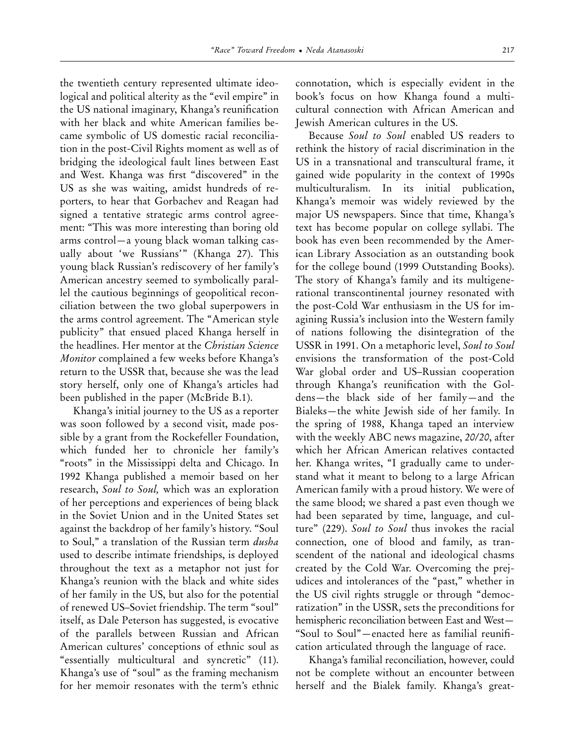the twentieth century represented ultimate ideological and political alterity as the "evil empire" in the US national imaginary, Khanga's reunification with her black and white American families became symbolic of US domestic racial reconciliation in the post-Civil Rights moment as well as of bridging the ideological fault lines between East and West. Khanga was first "discovered" in the US as she was waiting, amidst hundreds of reporters, to hear that Gorbachev and Reagan had signed a tentative strategic arms control agreement: "This was more interesting than boring old arms control—a young black woman talking casually about 'we Russians'" (Khanga 27). This young black Russian's rediscovery of her family's American ancestry seemed to symbolically parallel the cautious beginnings of geopolitical reconciliation between the two global superpowers in the arms control agreement. The "American style publicity" that ensued placed Khanga herself in the headlines. Her mentor at the *Christian Science Monitor* complained a few weeks before Khanga's return to the USSR that, because she was the lead story herself, only one of Khanga's articles had been published in the paper (McBride B.1).

Khanga's initial journey to the US as a reporter was soon followed by a second visit, made possible by a grant from the Rockefeller Foundation, which funded her to chronicle her family's "roots" in the Mississippi delta and Chicago. In 1992 Khanga published a memoir based on her research, *Soul to Soul,* which was an exploration of her perceptions and experiences of being black in the Soviet Union and in the United States set against the backdrop of her family's history. "Soul to Soul," a translation of the Russian term *dusha* used to describe intimate friendships, is deployed throughout the text as a metaphor not just for Khanga's reunion with the black and white sides of her family in the US, but also for the potential of renewed US–Soviet friendship. The term "soul" itself, as Dale Peterson has suggested, is evocative of the parallels between Russian and African American cultures' conceptions of ethnic soul as "essentially multicultural and syncretic" (11). Khanga's use of "soul" as the framing mechanism for her memoir resonates with the term's ethnic connotation, which is especially evident in the book's focus on how Khanga found a multicultural connection with African American and Jewish American cultures in the US.

Because *Soul to Soul* enabled US readers to rethink the history of racial discrimination in the US in a transnational and transcultural frame, it gained wide popularity in the context of 1990s multiculturalism. In its initial publication, Khanga's memoir was widely reviewed by the major US newspapers. Since that time, Khanga's text has become popular on college syllabi. The book has even been recommended by the American Library Association as an outstanding book for the college bound (1999 Outstanding Books). The story of Khanga's family and its multigenerational transcontinental journey resonated with the post-Cold War enthusiasm in the US for imagining Russia's inclusion into the Western family of nations following the disintegration of the USSR in 1991. On a metaphoric level, *Soul to Soul* envisions the transformation of the post-Cold War global order and US–Russian cooperation through Khanga's reunification with the Goldens—the black side of her family—and the Bialeks—the white Jewish side of her family. In the spring of 1988, Khanga taped an interview with the weekly ABC news magazine, *20/20*, after which her African American relatives contacted her. Khanga writes, "I gradually came to understand what it meant to belong to a large African American family with a proud history. We were of the same blood; we shared a past even though we had been separated by time, language, and culture" (229). *Soul to Soul* thus invokes the racial connection, one of blood and family, as transcendent of the national and ideological chasms created by the Cold War. Overcoming the prejudices and intolerances of the "past," whether in the US civil rights struggle or through "democratization" in the USSR, sets the preconditions for hemispheric reconciliation between East and West—"Soul to Soul"—enacted here as familial reunification articulated through the language of race.

Khanga's familial reconciliation, however, could not be complete without an encounter between herself and the Bialek family. Khanga's great-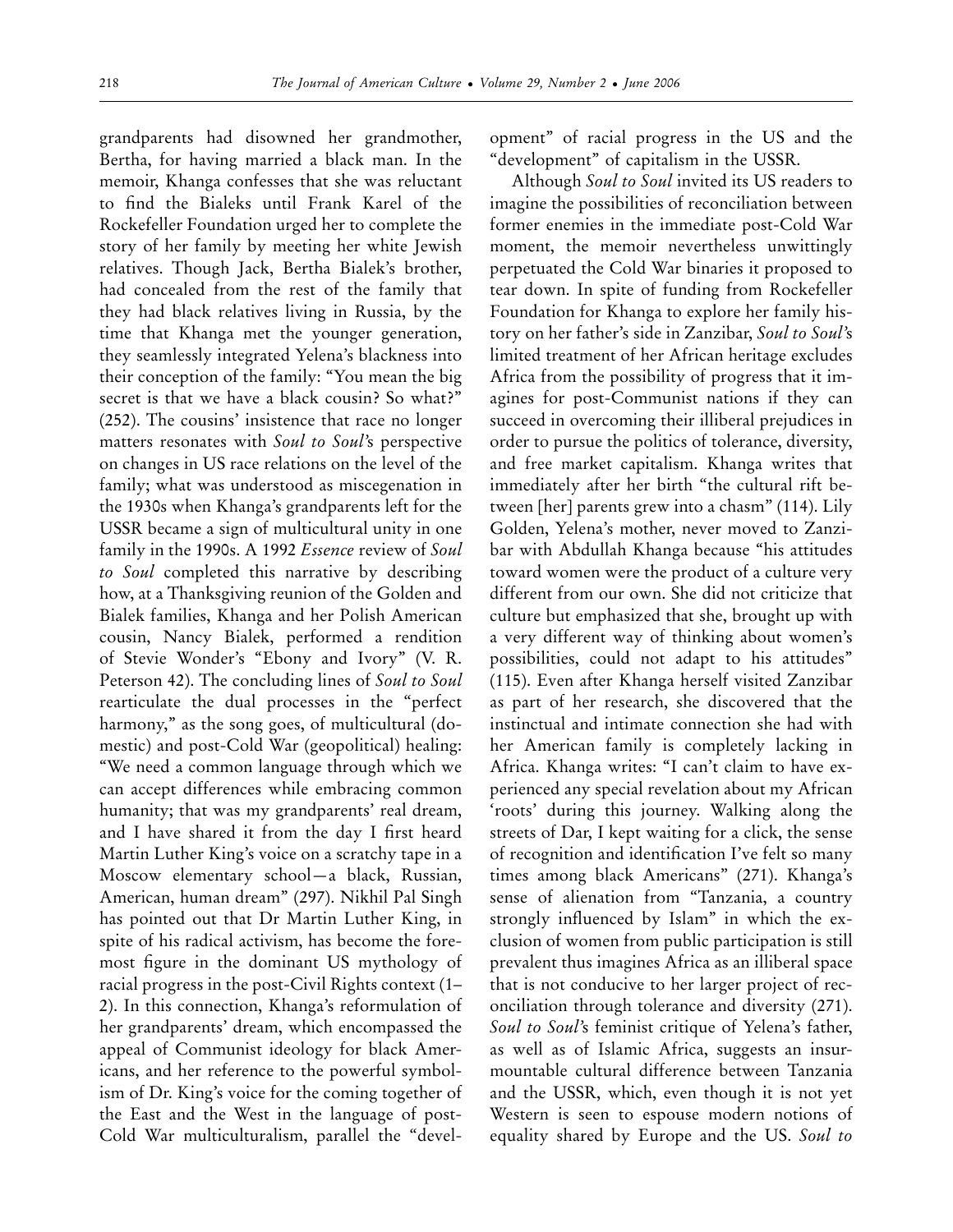grandparents had disowned her grandmother, Bertha, for having married a black man. In the memoir, Khanga confesses that she was reluctant to find the Bialeks until Frank Karel of the Rockefeller Foundation urged her to complete the story of her family by meeting her white Jewish relatives. Though Jack, Bertha Bialek's brother, had concealed from the rest of the family that they had black relatives living in Russia, by the time that Khanga met the younger generation, they seamlessly integrated Yelena's blackness into their conception of the family: "You mean the big secret is that we have a black cousin? So what?" (252). The cousins' insistence that race no longer matters resonates with *Soul to Soul*'s perspective on changes in US race relations on the level of the family; what was understood as miscegenation in the 1930s when Khanga's grandparents left for the USSR became a sign of multicultural unity in one family in the 1990s. A 1992 *Essence* review of *Soul to Soul* completed this narrative by describing how, at a Thanksgiving reunion of the Golden and Bialek families, Khanga and her Polish American cousin, Nancy Bialek, performed a rendition of Stevie Wonder's "Ebony and Ivory" (V. R. Peterson 42). The concluding lines of *Soul to Soul* rearticulate the dual processes in the "perfect harmony," as the song goes, of multicultural (domestic) and post-Cold War (geopolitical) healing: "We need a common language through which we can accept differences while embracing common humanity; that was my grandparents' real dream, and I have shared it from the day I first heard Martin Luther King's voice on a scratchy tape in a Moscow elementary school—a black, Russian, American, human dream" (297). Nikhil Pal Singh has pointed out that Dr Martin Luther King, in spite of his radical activism, has become the foremost figure in the dominant US mythology of racial progress in the post-Civil Rights context (1–2). In this connection, Khanga's reformulation of her grandparents' dream, which encompassed the appeal of Communist ideology for black Americans, and her reference to the powerful symbolism of Dr. King's voice for the coming together of the East and the West in the language of post-Cold War multiculturalism, parallel the "development" of racial progress in the US and the "development" of capitalism in the USSR.

Although *Soul to Soul* invited its US readers to imagine the possibilities of reconciliation between former enemies in the immediate post-Cold War moment, the memoir nevertheless unwittingly perpetuated the Cold War binaries it proposed to tear down. In spite of funding from Rockefeller Foundation for Khanga to explore her family history on her father's side in Zanzibar, *Soul to Soul*'s limited treatment of her African heritage excludes Africa from the possibility of progress that it imagines for post-Communist nations if they can succeed in overcoming their illiberal prejudices in order to pursue the politics of tolerance, diversity, and free market capitalism. Khanga writes that immediately after her birth "the cultural rift between [her] parents grew into a chasm" (114). Lily Golden, Yelena's mother, never moved to Zanzibar with Abdullah Khanga because "his attitudes toward women were the product of a culture very different from our own. She did not criticize that culture but emphasized that she, brought up with a very different way of thinking about women's possibilities, could not adapt to his attitudes" (115). Even after Khanga herself visited Zanzibar as part of her research, she discovered that the instinctual and intimate connection she had with her American family is completely lacking in Africa. Khanga writes: "I can't claim to have experienced any special revelation about my African 'roots' during this journey. Walking along the streets of Dar, I kept waiting for a click, the sense of recognition and identification I've felt so many times among black Americans" (271). Khanga's sense of alienation from "Tanzania, a country strongly influenced by Islam" in which the exclusion of women from public participation is still prevalent thus imagines Africa as an illiberal space that is not conducive to her larger project of reconciliation through tolerance and diversity (271). *Soul to Soul*'s feminist critique of Yelena's father, as well as of Islamic Africa, suggests an insurmountable cultural difference between Tanzania and the USSR, which, even though it is not yet Western is seen to espouse modern notions of equality shared by Europe and the US. *Soul to*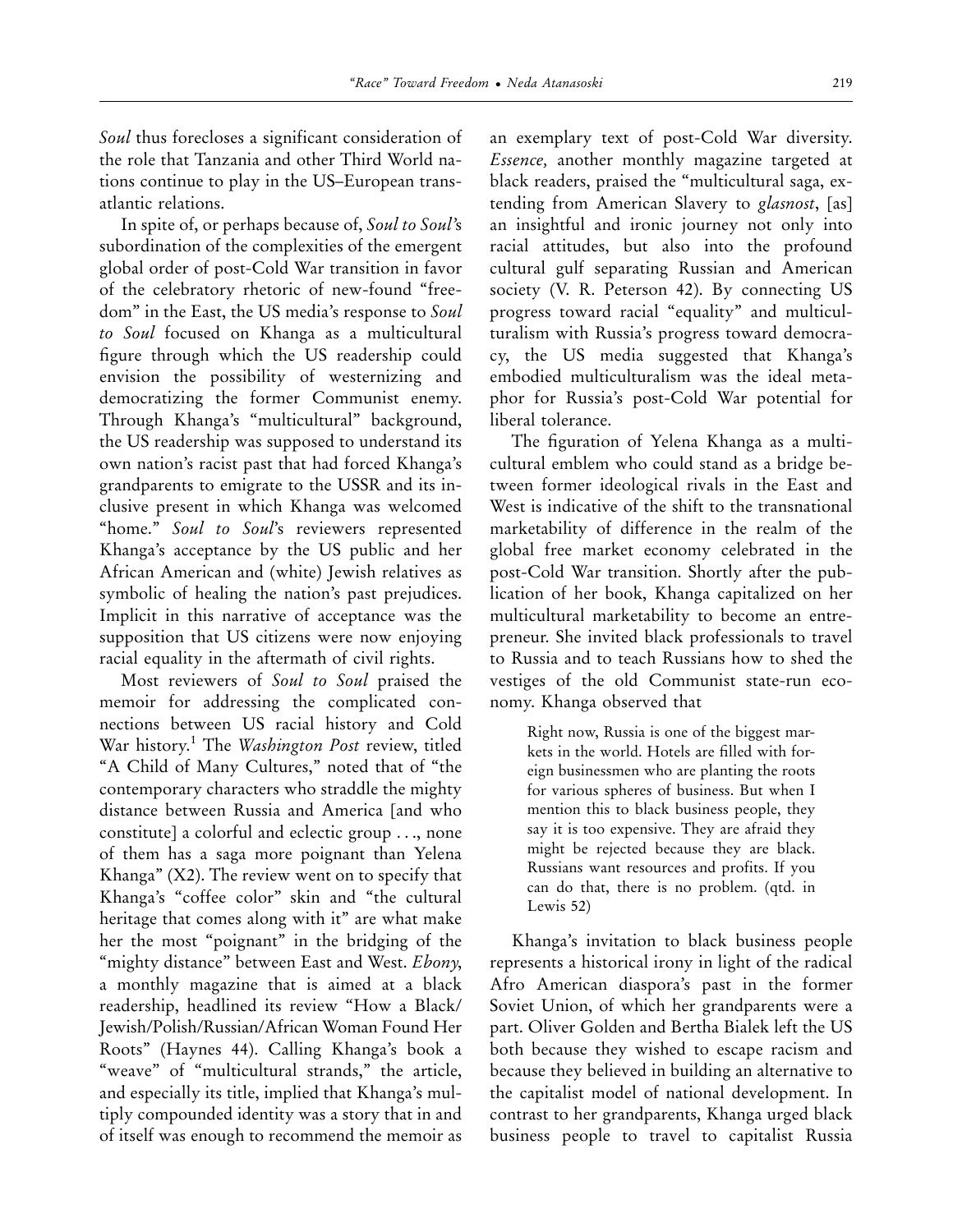*Soul* thus forecloses a significant consideration of the role that Tanzania and other Third World nations continue to play in the US–European transatlantic relations.

In spite of, or perhaps because of, *Soul to Soul*'s subordination of the complexities of the emergent global order of post-Cold War transition in favor of the celebratory rhetoric of new-found "freedom" in the East, the US media's response to *Soul to Soul* focused on Khanga as a multicultural figure through which the US readership could envision the possibility of westernizing and democratizing the former Communist enemy. Through Khanga's "multicultural" background, the US readership was supposed to understand its own nation's racist past that had forced Khanga's grandparents to emigrate to the USSR and its inclusive present in which Khanga was welcomed "home." *Soul to Soul*'s reviewers represented Khanga's acceptance by the US public and her African American and (white) Jewish relatives as symbolic of healing the nation's past prejudices. Implicit in this narrative of acceptance was the supposition that US citizens were now enjoying racial equality in the aftermath of civil rights.

Most reviewers of *Soul to Soul* praised the memoir for addressing the complicated connections between US racial history and Cold War history.[1] The *Washington Post* review, titled "A Child of Many Cultures," noted that of "the contemporary characters who straddle the mighty distance between Russia and America [and who constitute] a colorful and eclectic group . . ., none of them has a saga more poignant than Yelena Khanga" (X2). The review went on to specify that Khanga's "coffee color" skin and "the cultural heritage that comes along with it" are what make her the most "poignant" in the bridging of the "mighty distance" between East and West. *Ebony*, a monthly magazine that is aimed at a black readership, headlined its review "How a Black/Jewish/Polish/Russian/African Woman Found Her Roots" (Haynes 44). Calling Khanga's book a "weave" of "multicultural strands," the article, and especially its title, implied that Khanga's multiply compounded identity was a story that in and of itself was enough to recommend the memoir as an exemplary text of post-Cold War diversity. *Essence,* another monthly magazine targeted at black readers, praised the "multicultural saga, extending from American Slavery to *glasnost*, [as] an insightful and ironic journey not only into racial attitudes, but also into the profound cultural gulf separating Russian and American society (V. R. Peterson 42). By connecting US progress toward racial "equality" and multiculturalism with Russia's progress toward democracy, the US media suggested that Khanga's embodied multiculturalism was the ideal metaphor for Russia's post-Cold War potential for liberal tolerance.

The figuration of Yelena Khanga as a multicultural emblem who could stand as a bridge between former ideological rivals in the East and West is indicative of the shift to the transnational marketability of difference in the realm of the global free market economy celebrated in the post-Cold War transition. Shortly after the publication of her book, Khanga capitalized on her multicultural marketability to become an entrepreneur. She invited black professionals to travel to Russia and to teach Russians how to shed the vestiges of the old Communist state-run economy. Khanga observed that

> Right now, Russia is one of the biggest markets in the world. Hotels are filled with foreign businessmen who are planting the roots for various spheres of business. But when I mention this to black business people, they say it is too expensive. They are afraid they might be rejected because they are black. Russians want resources and profits. If you can do that, there is no problem. (qtd. in Lewis 52)

Khanga's invitation to black business people represents a historical irony in light of the radical Afro American diaspora's past in the former Soviet Union, of which her grandparents were a part. Oliver Golden and Bertha Bialek left the US both because they wished to escape racism and because they believed in building an alternative to the capitalist model of national development. In contrast to her grandparents, Khanga urged black business people to travel to capitalist Russia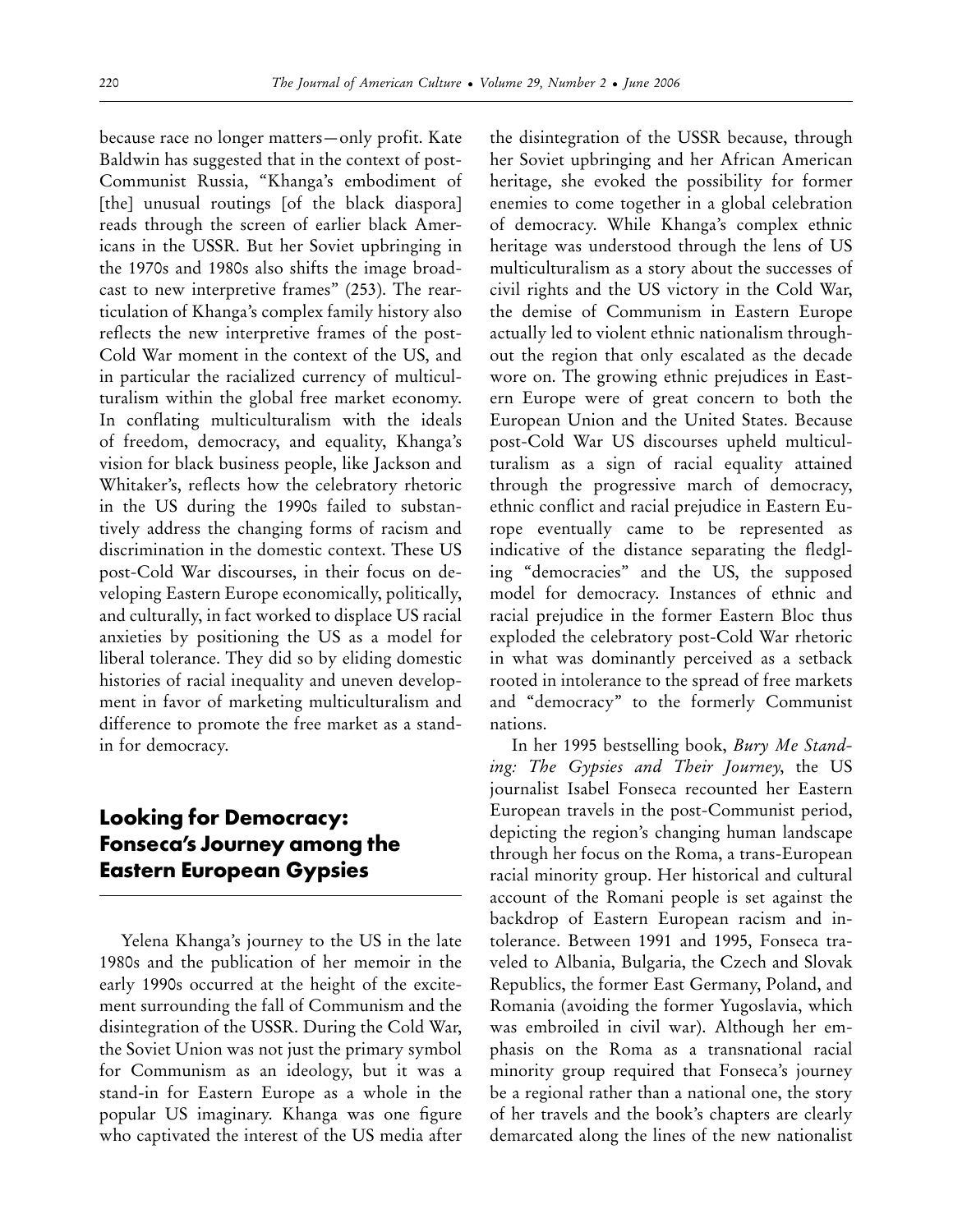because race no longer matters—only profit. Kate Baldwin has suggested that in the context of post-Communist Russia, "Khanga's embodiment of [the] unusual routings [of the black diaspora] reads through the screen of earlier black Americans in the USSR. But her Soviet upbringing in the 1970s and 1980s also shifts the image broadcast to new interpretive frames" (253). The rearticulation of Khanga's complex family history also reflects the new interpretive frames of the post-Cold War moment in the context of the US, and in particular the racialized currency of multiculturalism within the global free market economy. In conflating multiculturalism with the ideals of freedom, democracy, and equality, Khanga's vision for black business people, like Jackson and Whitaker's, reflects how the celebratory rhetoric in the US during the 1990s failed to substantively address the changing forms of racism and discrimination in the domestic context. These US post-Cold War discourses, in their focus on developing Eastern Europe economically, politically, and culturally, in fact worked to displace US racial anxieties by positioning the US as a model for liberal tolerance. They did so by eliding domestic histories of racial inequality and uneven development in favor of marketing multiculturalism and difference to promote the free market as a stand-in for democracy.

## Looking for Democracy: Fonseca's Journey among the Eastern European Gypsies

Yelena Khanga's journey to the US in the late 1980s and the publication of her memoir in the early 1990s occurred at the height of the excitement surrounding the fall of Communism and the disintegration of the USSR. During the Cold War, the Soviet Union was not just the primary symbol for Communism as an ideology, but it was a stand-in for Eastern Europe as a whole in the popular US imaginary. Khanga was one figure who captivated the interest of the US media after the disintegration of the USSR because, through her Soviet upbringing and her African American heritage, she evoked the possibility for former enemies to come together in a global celebration of democracy. While Khanga's complex ethnic heritage was understood through the lens of US multiculturalism as a story about the successes of civil rights and the US victory in the Cold War, the demise of Communism in Eastern Europe actually led to violent ethnic nationalism throughout the region that only escalated as the decade wore on. The growing ethnic prejudices in Eastern Europe were of great concern to both the European Union and the United States. Because post-Cold War US discourses upheld multiculturalism as a sign of racial equality attained through the progressive march of democracy, ethnic conflict and racial prejudice in Eastern Europe eventually came to be represented as indicative of the distance separating the fledgling "democracies" and the US, the supposed model for democracy. Instances of ethnic and racial prejudice in the former Eastern Bloc thus exploded the celebratory post-Cold War rhetoric in what was dominantly perceived as a setback rooted in intolerance to the spread of free markets and "democracy" to the formerly Communist nations.

In her 1995 bestselling book, *Bury Me Standing: The Gypsies and Their Journey*, the US journalist Isabel Fonseca recounted her Eastern European travels in the post-Communist period, depicting the region's changing human landscape through her focus on the Roma, a trans-European racial minority group. Her historical and cultural account of the Romani people is set against the backdrop of Eastern European racism and intolerance. Between 1991 and 1995, Fonseca traveled to Albania, Bulgaria, the Czech and Slovak Republics, the former East Germany, Poland, and Romania (avoiding the former Yugoslavia, which was embroiled in civil war). Although her emphasis on the Roma as a transnational racial minority group required that Fonseca's journey be a regional rather than a national one, the story of her travels and the book's chapters are clearly demarcated along the lines of the new nationalist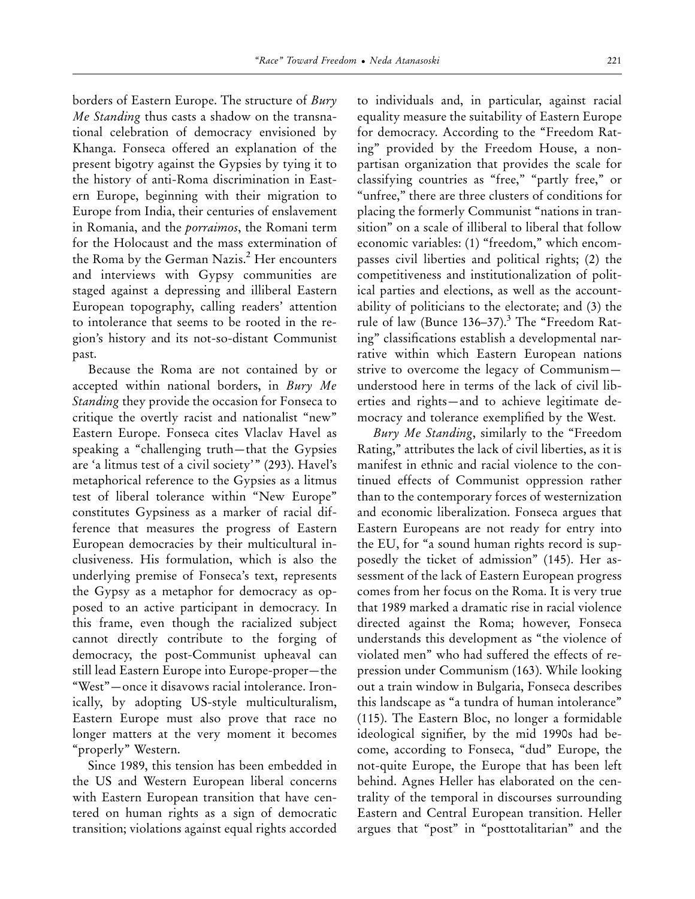borders of Eastern Europe. The structure of *Bury Me Standing* thus casts a shadow on the transnational celebration of democracy envisioned by Khanga. Fonseca offered an explanation of the present bigotry against the Gypsies by tying it to the history of anti-Roma discrimination in Eastern Europe, beginning with their migration to Europe from India, their centuries of enslavement in Romania, and the *porraimos*, the Romani term for the Holocaust and the mass extermination of the Roma by the German Nazis.[2] Her encounters and interviews with Gypsy communities are staged against a depressing and illiberal Eastern European topography, calling readers' attention to intolerance that seems to be rooted in the region's history and its not-so-distant Communist past.

Because the Roma are not contained by or accepted within national borders, in *Bury Me Standing* they provide the occasion for Fonseca to critique the overtly racist and nationalist "new" Eastern Europe. Fonseca cites Vlaclav Havel as speaking a "challenging truth—that the Gypsies are 'a litmus test of a civil society'" (293). Havel's metaphorical reference to the Gypsies as a litmus test of liberal tolerance within "New Europe" constitutes Gypsiness as a marker of racial difference that measures the progress of Eastern European democracies by their multicultural inclusiveness. His formulation, which is also the underlying premise of Fonseca's text, represents the Gypsy as a metaphor for democracy as opposed to an active participant in democracy. In this frame, even though the racialized subject cannot directly contribute to the forging of democracy, the post-Communist upheaval can still lead Eastern Europe into Europe-proper—the "West"—once it disavows racial intolerance. Ironically, by adopting US-style multiculturalism, Eastern Europe must also prove that race no longer matters at the very moment it becomes "properly" Western.

Since 1989, this tension has been embedded in the US and Western European liberal concerns with Eastern European transition that have centered on human rights as a sign of democratic transition; violations against equal rights accorded to individuals and, in particular, against racial equality measure the suitability of Eastern Europe for democracy. According to the "Freedom Rating" provided by the Freedom House, a nonpartisan organization that provides the scale for classifying countries as "free," "partly free," or "unfree," there are three clusters of conditions for placing the formerly Communist "nations in transition" on a scale of illiberal to liberal that follow economic variables: (1) "freedom," which encompasses civil liberties and political rights; (2) the competitiveness and institutionalization of political parties and elections, as well as the accountability of politicians to the electorate; and (3) the rule of law (Bunce 136–37).[3] The "Freedom Rating" classifications establish a developmental narrative within which Eastern European nations strive to overcome the legacy of Communism—understood here in terms of the lack of civil liberties and rights—and to achieve legitimate democracy and tolerance exemplified by the West.

*Bury Me Standing*, similarly to the "Freedom Rating," attributes the lack of civil liberties, as it is manifest in ethnic and racial violence to the continued effects of Communist oppression rather than to the contemporary forces of westernization and economic liberalization. Fonseca argues that Eastern Europeans are not ready for entry into the EU, for "a sound human rights record is supposedly the ticket of admission" (145). Her assessment of the lack of Eastern European progress comes from her focus on the Roma. It is very true that 1989 marked a dramatic rise in racial violence directed against the Roma; however, Fonseca understands this development as "the violence of violated men" who had suffered the effects of repression under Communism (163). While looking out a train window in Bulgaria, Fonseca describes this landscape as "a tundra of human intolerance" (115). The Eastern Bloc, no longer a formidable ideological signifier, by the mid 1990s had become, according to Fonseca, "dud" Europe, the not-quite Europe, the Europe that has been left behind. Agnes Heller has elaborated on the centrality of the temporal in discourses surrounding Eastern and Central European transition. Heller argues that "post" in "posttotalitarian" and the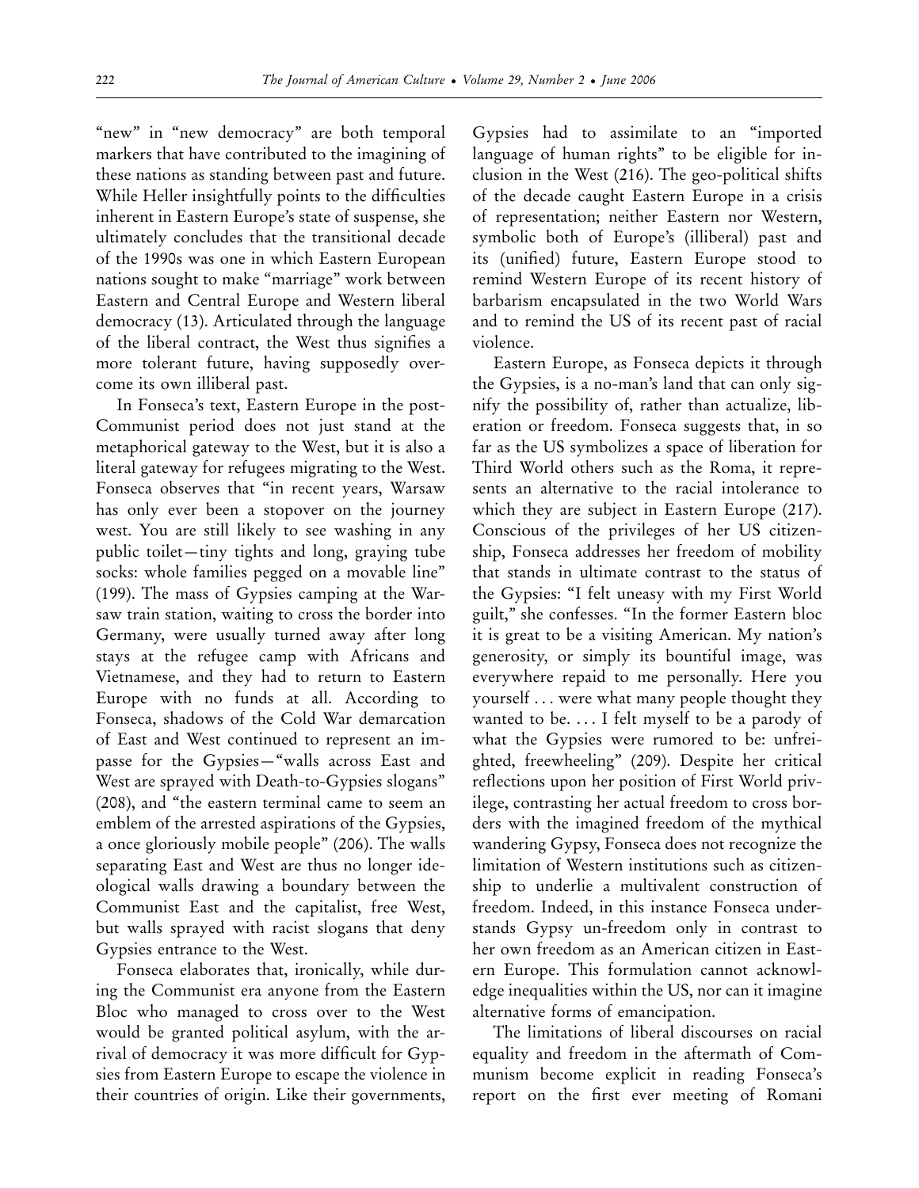"new" in "new democracy" are both temporal markers that have contributed to the imagining of these nations as standing between past and future. While Heller insightfully points to the difficulties inherent in Eastern Europe's state of suspense, she ultimately concludes that the transitional decade of the 1990s was one in which Eastern European nations sought to make "marriage" work between Eastern and Central Europe and Western liberal democracy (13). Articulated through the language of the liberal contract, the West thus signifies a more tolerant future, having supposedly overcome its own illiberal past.

In Fonseca's text, Eastern Europe in the post-Communist period does not just stand at the metaphorical gateway to the West, but it is also a literal gateway for refugees migrating to the West. Fonseca observes that "in recent years, Warsaw has only ever been a stopover on the journey west. You are still likely to see washing in any public toilet—tiny tights and long, graying tube socks: whole families pegged on a movable line" (199). The mass of Gypsies camping at the Warsaw train station, waiting to cross the border into Germany, were usually turned away after long stays at the refugee camp with Africans and Vietnamese, and they had to return to Eastern Europe with no funds at all. According to Fonseca, shadows of the Cold War demarcation of East and West continued to represent an impasse for the Gypsies—"walls across East and West are sprayed with Death-to-Gypsies slogans" (208), and "the eastern terminal came to seem an emblem of the arrested aspirations of the Gypsies, a once gloriously mobile people" (206). The walls separating East and West are thus no longer ideological walls drawing a boundary between the Communist East and the capitalist, free West, but walls sprayed with racist slogans that deny Gypsies entrance to the West.

Fonseca elaborates that, ironically, while during the Communist era anyone from the Eastern Bloc who managed to cross over to the West would be granted political asylum, with the arrival of democracy it was more difficult for Gypsies from Eastern Europe to escape the violence in their countries of origin. Like their governments, Gypsies had to assimilate to an "imported language of human rights" to be eligible for inclusion in the West (216). The geo-political shifts of the decade caught Eastern Europe in a crisis of representation; neither Eastern nor Western, symbolic both of Europe's (illiberal) past and its (unified) future, Eastern Europe stood to remind Western Europe of its recent history of barbarism encapsulated in the two World Wars and to remind the US of its recent past of racial violence.

Eastern Europe, as Fonseca depicts it through the Gypsies, is a no-man's land that can only signify the possibility of, rather than actualize, liberation or freedom. Fonseca suggests that, in so far as the US symbolizes a space of liberation for Third World others such as the Roma, it represents an alternative to the racial intolerance to which they are subject in Eastern Europe (217). Conscious of the privileges of her US citizenship, Fonseca addresses her freedom of mobility that stands in ultimate contrast to the status of the Gypsies: "I felt uneasy with my First World guilt," she confesses. "In the former Eastern bloc it is great to be a visiting American. My nation's generosity, or simply its bountiful image, was everywhere repaid to me personally. Here you yourself . . . were what many people thought they wanted to be. . . . I felt myself to be a parody of what the Gypsies were rumored to be: unfreighted, freewheeling" (209). Despite her critical reflections upon her position of First World privilege, contrasting her actual freedom to cross borders with the imagined freedom of the mythical wandering Gypsy, Fonseca does not recognize the limitation of Western institutions such as citizenship to underlie a multivalent construction of freedom. Indeed, in this instance Fonseca understands Gypsy un-freedom only in contrast to her own freedom as an American citizen in Eastern Europe. This formulation cannot acknowledge inequalities within the US, nor can it imagine alternative forms of emancipation.

The limitations of liberal discourses on racial equality and freedom in the aftermath of Communism become explicit in reading Fonseca's report on the first ever meeting of Romani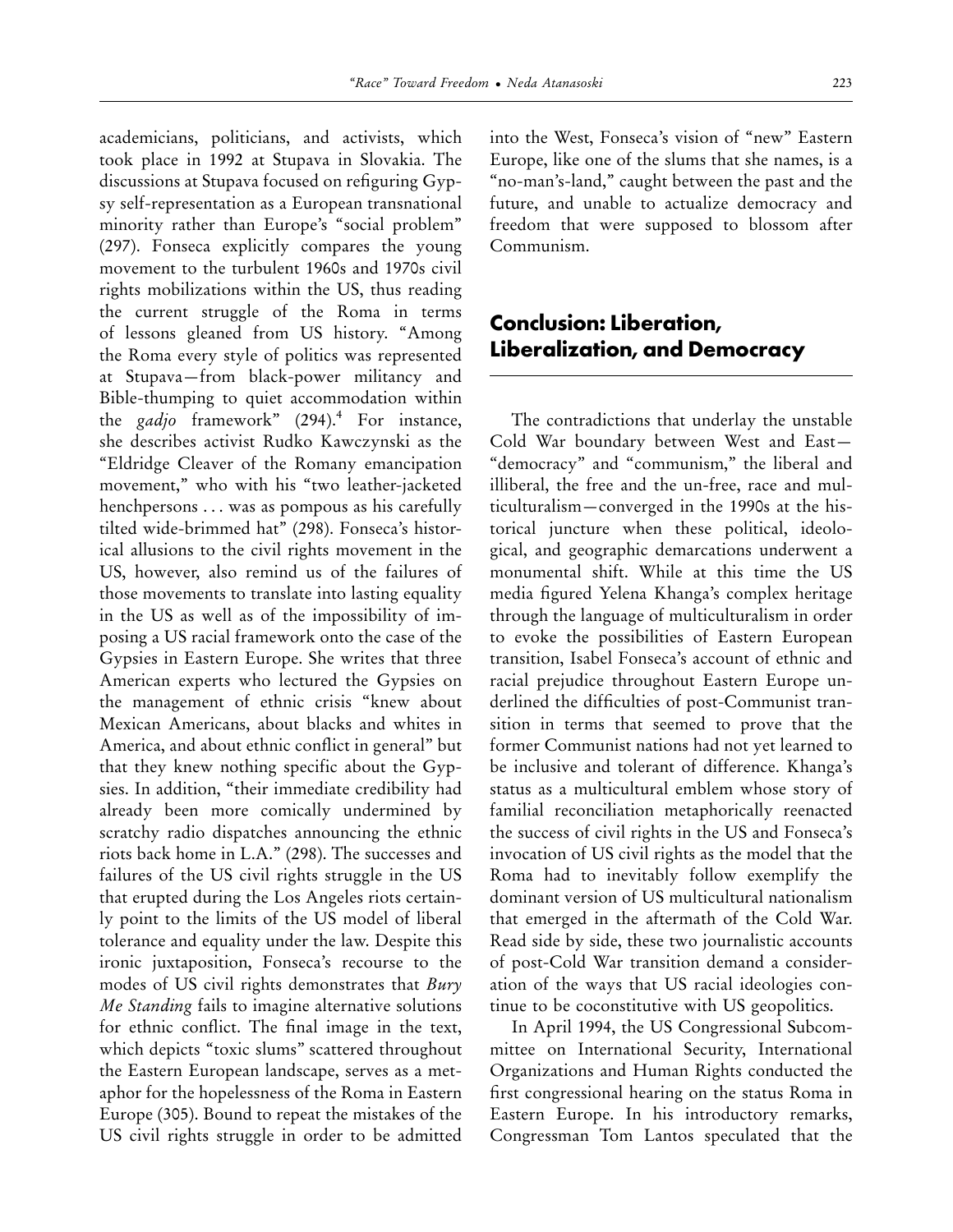academicians, politicians, and activists, which took place in 1992 at Stupava in Slovakia. The discussions at Stupava focused on refiguring Gypsy self-representation as a European transnational minority rather than Europe's "social problem" (297). Fonseca explicitly compares the young movement to the turbulent 1960s and 1970s civil rights mobilizations within the US, thus reading the current struggle of the Roma in terms of lessons gleaned from US history. "Among the Roma every style of politics was represented at Stupava—from black-power militancy and Bible-thumping to quiet accommodation within the *gadjo* framework" (294).[4] For instance, she describes activist Rudko Kawczynski as the "Eldridge Cleaver of the Romany emancipation movement," who with his "two leather-jacketed henchpersons . . . was as pompous as his carefully tilted wide-brimmed hat" (298). Fonseca's historical allusions to the civil rights movement in the US, however, also remind us of the failures of those movements to translate into lasting equality in the US as well as of the impossibility of imposing a US racial framework onto the case of the Gypsies in Eastern Europe. She writes that three American experts who lectured the Gypsies on the management of ethnic crisis "knew about Mexican Americans, about blacks and whites in America, and about ethnic conflict in general" but that they knew nothing specific about the Gypsies. In addition, "their immediate credibility had already been more comically undermined by scratchy radio dispatches announcing the ethnic riots back home in L.A." (298). The successes and failures of the US civil rights struggle in the US that erupted during the Los Angeles riots certainly point to the limits of the US model of liberal tolerance and equality under the law. Despite this ironic juxtaposition, Fonseca's recourse to the modes of US civil rights demonstrates that *Bury Me Standing* fails to imagine alternative solutions for ethnic conflict. The final image in the text, which depicts "toxic slums" scattered throughout the Eastern European landscape, serves as a metaphor for the hopelessness of the Roma in Eastern Europe (305). Bound to repeat the mistakes of the US civil rights struggle in order to be admitted into the West, Fonseca's vision of "new" Eastern Europe, like one of the slums that she names, is a "no-man's-land," caught between the past and the future, and unable to actualize democracy and freedom that were supposed to blossom after Communism.

## Conclusion: Liberation, Liberalization, and Democracy

The contradictions that underlay the unstable Cold War boundary between West and East—"democracy" and "communism," the liberal and illiberal, the free and the un-free, race and multiculturalism—converged in the 1990s at the historical juncture when these political, ideological, and geographic demarcations underwent a monumental shift. While at this time the US media figured Yelena Khanga's complex heritage through the language of multiculturalism in order to evoke the possibilities of Eastern European transition, Isabel Fonseca's account of ethnic and racial prejudice throughout Eastern Europe underlined the difficulties of post-Communist transition in terms that seemed to prove that the former Communist nations had not yet learned to be inclusive and tolerant of difference. Khanga's status as a multicultural emblem whose story of familial reconciliation metaphorically reenacted the success of civil rights in the US and Fonseca's invocation of US civil rights as the model that the Roma had to inevitably follow exemplify the dominant version of US multicultural nationalism that emerged in the aftermath of the Cold War. Read side by side, these two journalistic accounts of post-Cold War transition demand a consideration of the ways that US racial ideologies continue to be coconstitutive with US geopolitics.

In April 1994, the US Congressional Subcommittee on International Security, International Organizations and Human Rights conducted the first congressional hearing on the status Roma in Eastern Europe. In his introductory remarks, Congressman Tom Lantos speculated that the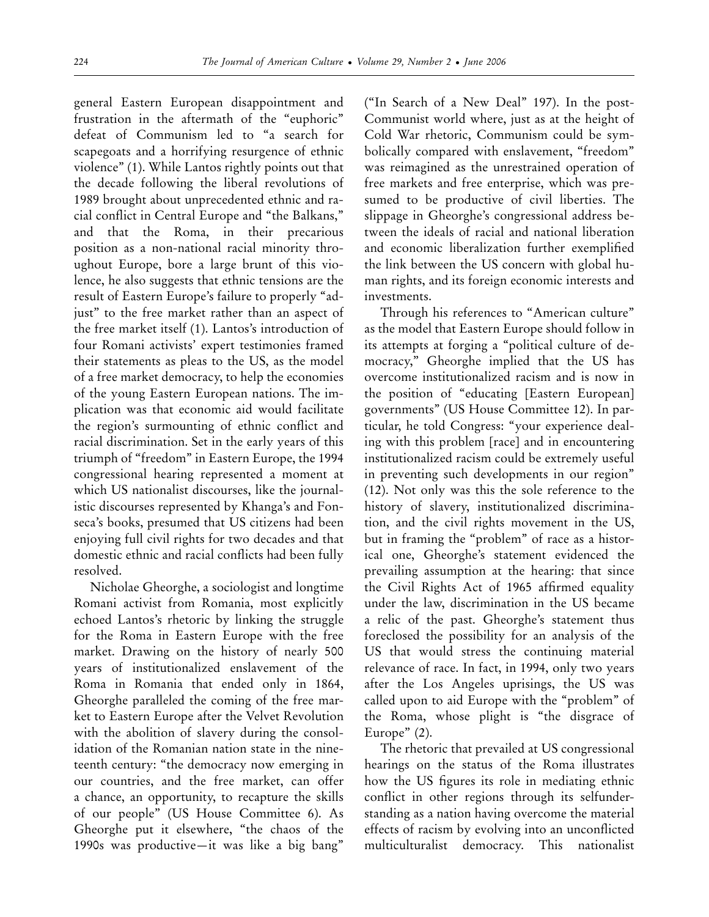general Eastern European disappointment and frustration in the aftermath of the "euphoric" defeat of Communism led to "a search for scapegoats and a horrifying resurgence of ethnic violence" (1). While Lantos rightly points out that the decade following the liberal revolutions of 1989 brought about unprecedented ethnic and racial conflict in Central Europe and "the Balkans," and that the Roma, in their precarious position as a non-national racial minority throughout Europe, bore a large brunt of this violence, he also suggests that ethnic tensions are the result of Eastern Europe's failure to properly "adjust" to the free market rather than an aspect of the free market itself (1). Lantos's introduction of four Romani activists' expert testimonies framed their statements as pleas to the US, as the model of a free market democracy, to help the economies of the young Eastern European nations. The implication was that economic aid would facilitate the region's surmounting of ethnic conflict and racial discrimination. Set in the early years of this triumph of "freedom" in Eastern Europe, the 1994 congressional hearing represented a moment at which US nationalist discourses, like the journalistic discourses represented by Khanga's and Fonseca's books, presumed that US citizens had been enjoying full civil rights for two decades and that domestic ethnic and racial conflicts had been fully resolved.

Nicholae Gheorghe, a sociologist and longtime Romani activist from Romania, most explicitly echoed Lantos's rhetoric by linking the struggle for the Roma in Eastern Europe with the free market. Drawing on the history of nearly 500 years of institutionalized enslavement of the Roma in Romania that ended only in 1864, Gheorghe paralleled the coming of the free market to Eastern Europe after the Velvet Revolution with the abolition of slavery during the consolidation of the Romanian nation state in the nineteenth century: "the democracy now emerging in our countries, and the free market, can offer a chance, an opportunity, to recapture the skills of our people" (US House Committee 6). As Gheorghe put it elsewhere, "the chaos of the 1990s was productive—it was like a big bang" ("In Search of a New Deal" 197). In the post-Communist world where, just as at the height of Cold War rhetoric, Communism could be symbolically compared with enslavement, "freedom" was reimagined as the unrestrained operation of free markets and free enterprise, which was presumed to be productive of civil liberties. The slippage in Gheorghe's congressional address between the ideals of racial and national liberation and economic liberalization further exemplified the link between the US concern with global human rights, and its foreign economic interests and investments.

Through his references to "American culture" as the model that Eastern Europe should follow in its attempts at forging a "political culture of democracy," Gheorghe implied that the US has overcome institutionalized racism and is now in the position of "educating [Eastern European] governments" (US House Committee 12). In particular, he told Congress: "your experience dealing with this problem [race] and in encountering institutionalized racism could be extremely useful in preventing such developments in our region" (12). Not only was this the sole reference to the history of slavery, institutionalized discrimination, and the civil rights movement in the US, but in framing the "problem" of race as a historical one, Gheorghe's statement evidenced the prevailing assumption at the hearing: that since the Civil Rights Act of 1965 affirmed equality under the law, discrimination in the US became a relic of the past. Gheorghe's statement thus foreclosed the possibility for an analysis of the US that would stress the continuing material relevance of race. In fact, in 1994, only two years after the Los Angeles uprisings, the US was called upon to aid Europe with the "problem" of the Roma, whose plight is "the disgrace of Europe" (2).

The rhetoric that prevailed at US congressional hearings on the status of the Roma illustrates how the US figures its role in mediating ethnic conflict in other regions through its selfunderstanding as a nation having overcome the material effects of racism by evolving into an unconflicted multiculturalist democracy. This nationalist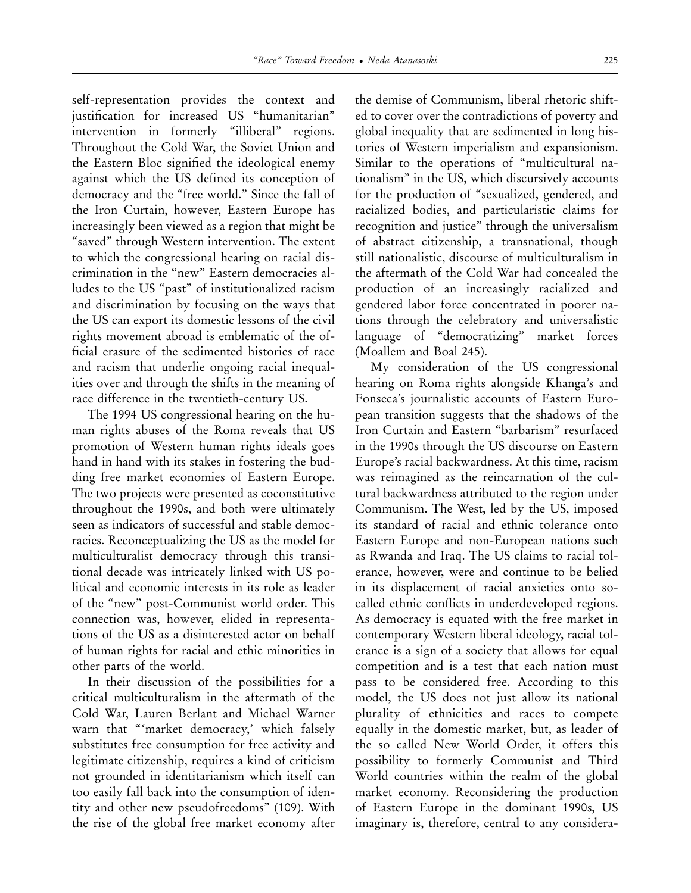self-representation provides the context and justification for increased US "humanitarian" intervention in formerly "illiberal" regions. Throughout the Cold War, the Soviet Union and the Eastern Bloc signified the ideological enemy against which the US defined its conception of democracy and the "free world." Since the fall of the Iron Curtain, however, Eastern Europe has increasingly been viewed as a region that might be "saved" through Western intervention. The extent to which the congressional hearing on racial discrimination in the "new" Eastern democracies alludes to the US "past" of institutionalized racism and discrimination by focusing on the ways that the US can export its domestic lessons of the civil rights movement abroad is emblematic of the official erasure of the sedimented histories of race and racism that underlie ongoing racial inequalities over and through the shifts in the meaning of race difference in the twentieth-century US.

The 1994 US congressional hearing on the human rights abuses of the Roma reveals that US promotion of Western human rights ideals goes hand in hand with its stakes in fostering the budding free market economies of Eastern Europe. The two projects were presented as coconstitutive throughout the 1990s, and both were ultimately seen as indicators of successful and stable democracies. Reconceptualizing the US as the model for multiculturalist democracy through this transitional decade was intricately linked with US political and economic interests in its role as leader of the "new" post-Communist world order. This connection was, however, elided in representations of the US as a disinterested actor on behalf of human rights for racial and ethic minorities in other parts of the world.

In their discussion of the possibilities for a critical multiculturalism in the aftermath of the Cold War, Lauren Berlant and Michael Warner warn that "'market democracy,' which falsely substitutes free consumption for free activity and legitimate citizenship, requires a kind of criticism not grounded in identitarianism which itself can too easily fall back into the consumption of identity and other new pseudofreedoms" (109). With the rise of the global free market economy after the demise of Communism, liberal rhetoric shifted to cover over the contradictions of poverty and global inequality that are sedimented in long histories of Western imperialism and expansionism. Similar to the operations of "multicultural nationalism" in the US, which discursively accounts for the production of "sexualized, gendered, and racialized bodies, and particularistic claims for recognition and justice" through the universalism of abstract citizenship, a transnational, though still nationalistic, discourse of multiculturalism in the aftermath of the Cold War had concealed the production of an increasingly racialized and gendered labor force concentrated in poorer nations through the celebratory and universalistic language of "democratizing" market forces (Moallem and Boal 245).

My consideration of the US congressional hearing on Roma rights alongside Khanga's and Fonseca's journalistic accounts of Eastern European transition suggests that the shadows of the Iron Curtain and Eastern "barbarism" resurfaced in the 1990s through the US discourse on Eastern Europe's racial backwardness. At this time, racism was reimagined as the reincarnation of the cultural backwardness attributed to the region under Communism. The West, led by the US, imposed its standard of racial and ethnic tolerance onto Eastern Europe and non-European nations such as Rwanda and Iraq. The US claims to racial tolerance, however, were and continue to be belied in its displacement of racial anxieties onto so-called ethnic conflicts in underdeveloped regions. As democracy is equated with the free market in contemporary Western liberal ideology, racial tolerance is a sign of a society that allows for equal competition and is a test that each nation must pass to be considered free. According to this model, the US does not just allow its national plurality of ethnicities and races to compete equally in the domestic market, but, as leader of the so called New World Order, it offers this possibility to formerly Communist and Third World countries within the realm of the global market economy. Reconsidering the production of Eastern Europe in the dominant 1990s, US imaginary is, therefore, central to any considera-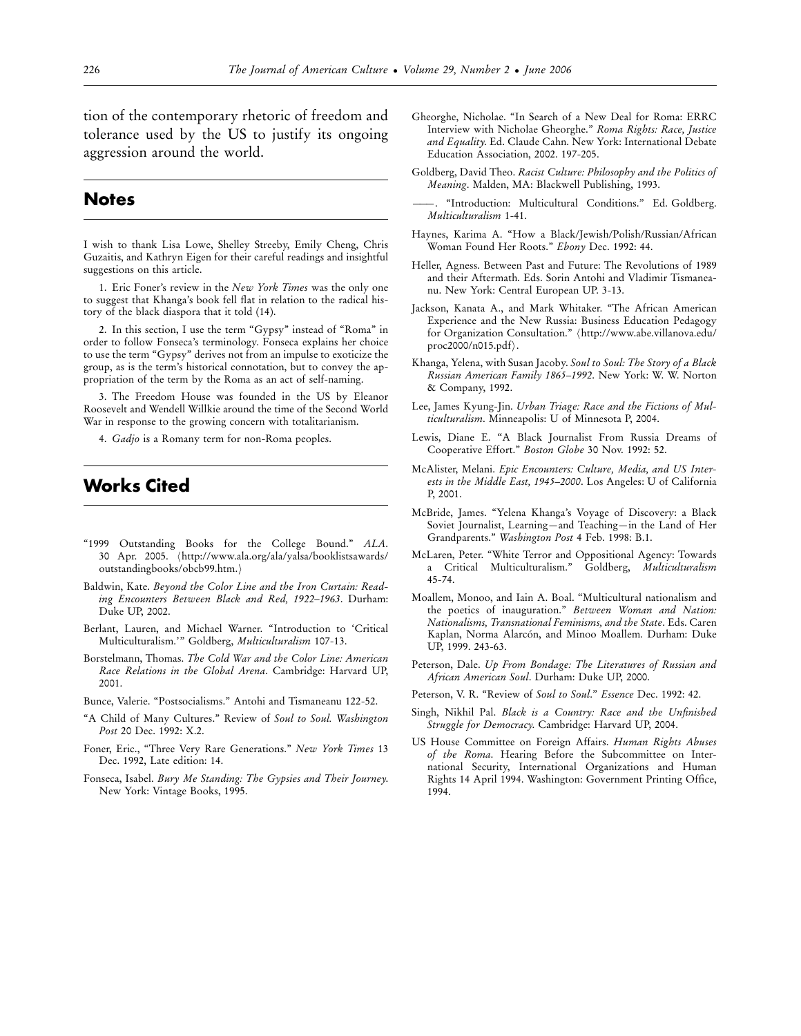tion of the contemporary rhetoric of freedom and tolerance used by the US to justify its ongoing aggression around the world.

## Notes

I wish to thank Lisa Lowe, Shelley Streeby, Emily Cheng, Chris Guzaitis, and Kathryn Eigen for their careful readings and insightful suggestions on this article.

1. Eric Foner's review in the *New York Times* was the only one to suggest that Khanga's book fell flat in relation to the radical history of the black diaspora that it told (14).

2. In this section, I use the term "Gypsy" instead of "Roma" in order to follow Fonseca's terminology. Fonseca explains her choice to use the term "Gypsy" derives not from an impulse to exoticize the group, as is the term's historical connotation, but to convey the appropriation of the term by the Roma as an act of self-naming.

3. The Freedom House was founded in the US by Eleanor Roosevelt and Wendell Willkie around the time of the Second World War in response to the growing concern with totalitarianism.

4. *Gadjo* is a Romany term for non-Roma peoples.

## Works Cited

"1999 Outstanding Books for the College Bound." *ALA*. 30 Apr. 2005. ⟨http://www.ala.org/ala/yalsa/booklistsawards/outstandingbooks/obcb99.htm.⟩

Baldwin, Kate. *Beyond the Color Line and the Iron Curtain: Reading Encounters Between Black and Red, 1922–1963*. Durham: Duke UP, 2002.

Berlant, Lauren, and Michael Warner. "Introduction to 'Critical Multiculturalism.'" Goldberg, *Multiculturalism* 107-13.

Borstelmann, Thomas. *The Cold War and the Color Line: American Race Relations in the Global Arena*. Cambridge: Harvard UP, 2001.

Bunce, Valerie. "Postsocialisms." Antohi and Tismaneanu 122-52.

"A Child of Many Cultures." Review of *Soul to Soul. Washington Post* 20 Dec. 1992: X.2.

Foner, Eric., "Three Very Rare Generations." *New York Times* 13 Dec. 1992, Late edition: 14.

Fonseca, Isabel. *Bury Me Standing: The Gypsies and Their Journey*. New York: Vintage Books, 1995.

Gheorghe, Nicholae. "In Search of a New Deal for Roma: ERRC Interview with Nicholae Gheorghe." *Roma Rights: Race, Justice and Equality*. Ed. Claude Cahn. New York: International Debate Education Association, 2002. 197-205.

Goldberg, David Theo. *Racist Culture: Philosophy and the Politics of Meaning*. Malden, MA: Blackwell Publishing, 1993.

——. "Introduction: Multicultural Conditions." Ed. Goldberg. *Multiculturalism* 1-41.

Haynes, Karima A. "How a Black/Jewish/Polish/Russian/African Woman Found Her Roots." *Ebony* Dec. 1992: 44.

Heller, Agness. Between Past and Future: The Revolutions of 1989 and their Aftermath. Eds. Sorin Antohi and Vladimir Tismaneanu. New York: Central European UP. 3-13.

Jackson, Kanata A., and Mark Whitaker. "The African American Experience and the New Russia: Business Education Pedagogy for Organization Consultation." ⟨http://www.abe.villanova.edu/proc2000/n015.pdf⟩.

Khanga, Yelena, with Susan Jacoby. *Soul to Soul: The Story of a Black Russian American Family 1865–1992*. New York: W. W. Norton & Company, 1992.

Lee, James Kyung-Jin. *Urban Triage: Race and the Fictions of Multiculturalism*. Minneapolis: U of Minnesota P, 2004.

Lewis, Diane E. "A Black Journalist From Russia Dreams of Cooperative Effort." *Boston Globe* 30 Nov. 1992: 52.

McAlister, Melani. *Epic Encounters: Culture, Media, and US Interests in the Middle East, 1945–2000*. Los Angeles: U of California P, 2001.

McBride, James. "Yelena Khanga's Voyage of Discovery: a Black Soviet Journalist, Learning—and Teaching—in the Land of Her Grandparents." *Washington Post* 4 Feb. 1998: B.1.

McLaren, Peter. "White Terror and Oppositional Agency: Towards a Critical Multiculturalism." Goldberg, *Multiculturalism* 45-74.

Moallem, Monoo, and Iain A. Boal. "Multicultural nationalism and the poetics of inauguration." *Between Woman and Nation: Nationalisms, Transnational Feminisms, and the State*. Eds. Caren Kaplan, Norma Alarcón, and Minoo Moallem. Durham: Duke UP, 1999. 243-63.

Peterson, Dale. *Up From Bondage: The Literatures of Russian and African American Soul*. Durham: Duke UP, 2000.

Peterson, V. R. "Review of *Soul to Soul*." *Essence* Dec. 1992: 42.

Singh, Nikhil Pal. *Black is a Country: Race and the Unfinished Struggle for Democracy*. Cambridge: Harvard UP, 2004.

US House Committee on Foreign Affairs. *Human Rights Abuses of the Roma*. Hearing Before the Subcommittee on International Security, International Organizations and Human Rights 14 April 1994. Washington: Government Printing Office, 1994.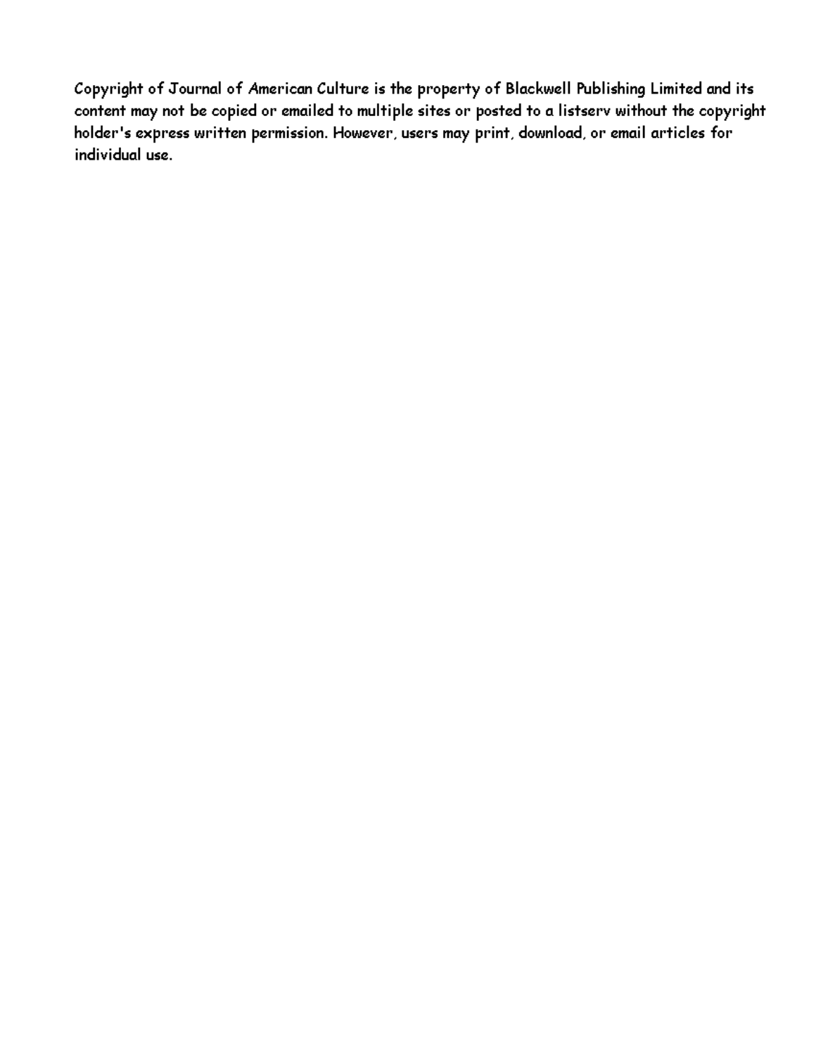Copyright of Journal of American Culture is the property of Blackwell Publishing Limited and its content may not be copied or emailed to multiple sites or posted to a listserv without the copyright holder's express written permission. However, users may print, download, or email articles for individual use.